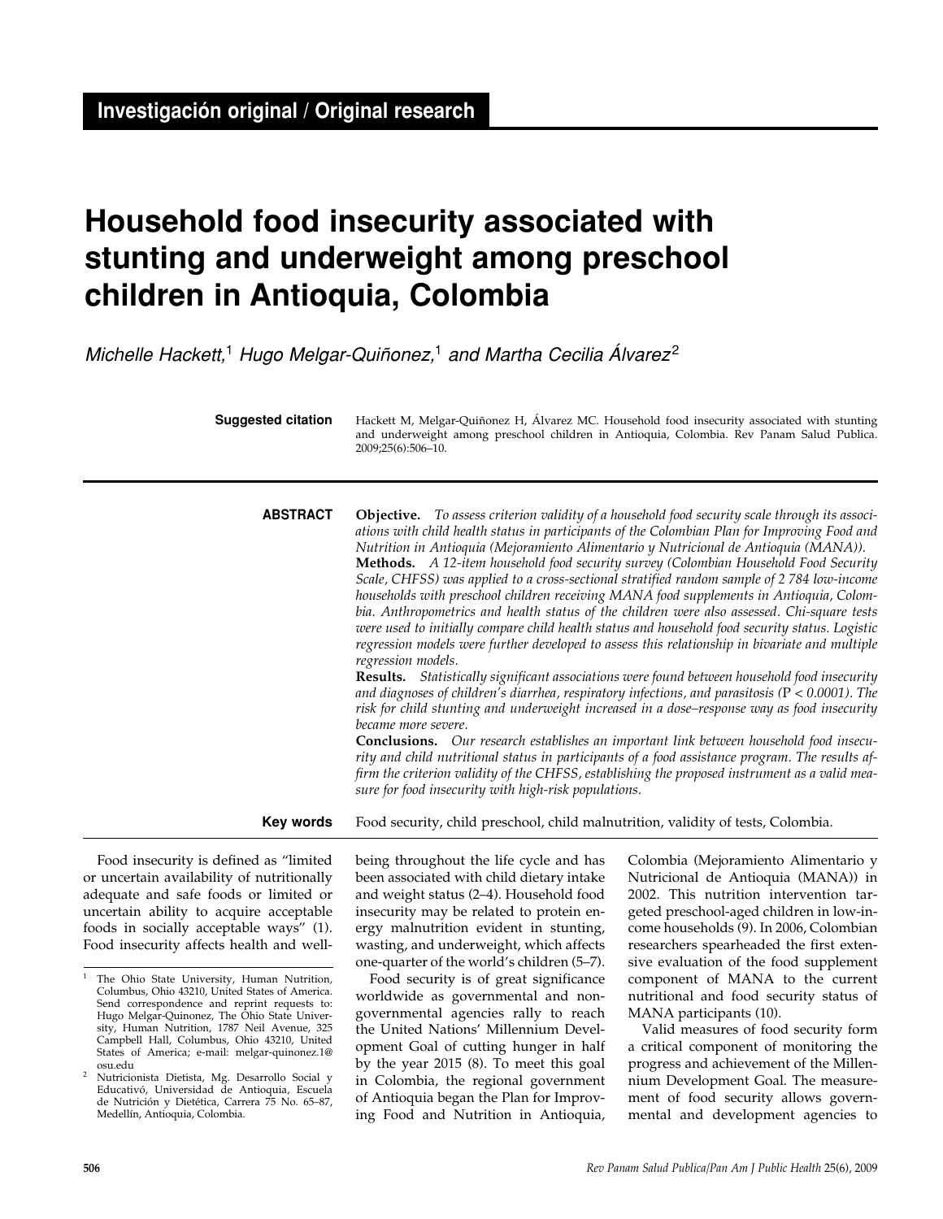**Investigación original / Original research**

# Household food insecurity associated with stunting and underweight among preschool children in Antioquia, Colombia

*Michelle Hackett,*[1] *Hugo Melgar-Quiñonez,*[1] *and Martha Cecilia Álvarez*[2]

**Suggested citation** Hackett M, Melgar-Quiñonez H, Álvarez MC. Household food insecurity associated with stunting and underweight among preschool children in Antioquia, Colombia. Rev Panam Salud Publica. 2009;25(6):506–10.

**ABSTRACT**

**Objective.** *To assess criterion validity of a household food security scale through its associations with child health status in participants of the Colombian Plan for Improving Food and Nutrition in Antioquia (Mejoramiento Alimentario y Nutricional de Antioquia (MANA)).*

**Methods.** *A 12-item household food security survey (Colombian Household Food Security Scale, CHFSS) was applied to a cross-sectional stratified random sample of 2 784 low-income households with preschool children receiving MANA food supplements in Antioquia, Colombia. Anthropometrics and health status of the children were also assessed. Chi-square tests were used to initially compare child health status and household food security status. Logistic regression models were further developed to assess this relationship in bivariate and multiple regression models.*

**Results.** *Statistically significant associations were found between household food insecurity and diagnoses of children's diarrhea, respiratory infections, and parasitosis (P < 0.0001). The risk for child stunting and underweight increased in a dose–response way as food insecurity became more severe.*

**Conclusions.** *Our research establishes an important link between household food insecurity and child nutritional status in participants of a food assistance program. The results affirm the criterion validity of the CHFSS, establishing the proposed instrument as a valid measure for food insecurity with high-risk populations.*

**Key words** Food security, child preschool, child malnutrition, validity of tests, Colombia.

Food insecurity is defined as "limited or uncertain availability of nutritionally adequate and safe foods or limited or uncertain ability to acquire acceptable foods in socially acceptable ways" (1). Food insecurity affects health and well-being throughout the life cycle and has been associated with child dietary intake and weight status (2–4). Household food insecurity may be related to protein energy malnutrition evident in stunting, wasting, and underweight, which affects one-quarter of the world's children (5–7).

Food security is of great significance worldwide as governmental and non-governmental agencies rally to reach the United Nations' Millennium Development Goal of cutting hunger in half by the year 2015 (8). To meet this goal in Colombia, the regional government of Antioquia began the Plan for Improving Food and Nutrition in Antioquia, Colombia (Mejoramiento Alimentario y Nutricional de Antioquia (MANA)) in 2002. This nutrition intervention targeted preschool-aged children in low-income households (9). In 2006, Colombian researchers spearheaded the first extensive evaluation of the food supplement component of MANA to the current nutritional and food security status of MANA participants (10).

Valid measures of food security form a critical component of monitoring the progress and achievement of the Millennium Development Goal. The measurement of food security allows governmental and development agencies to

[1] The Ohio State University, Human Nutrition, Columbus, Ohio 43210, United States of America. Send correspondence and reprint requests to: Hugo Melgar-Quinonez, The Ohio State University, Human Nutrition, 1787 Neil Avenue, 325 Campbell Hall, Columbus, Ohio 43210, United States of America; e-mail: melgar-quinonez.1@osu.edu

[2] Nutricionista Dietista, Mg. Desarrollo Social y Educativó, Universidad de Antioquia, Escuela de Nutrición y Dietética, Carrera 75 No. 65–87, Medellín, Antioquia, Colombia.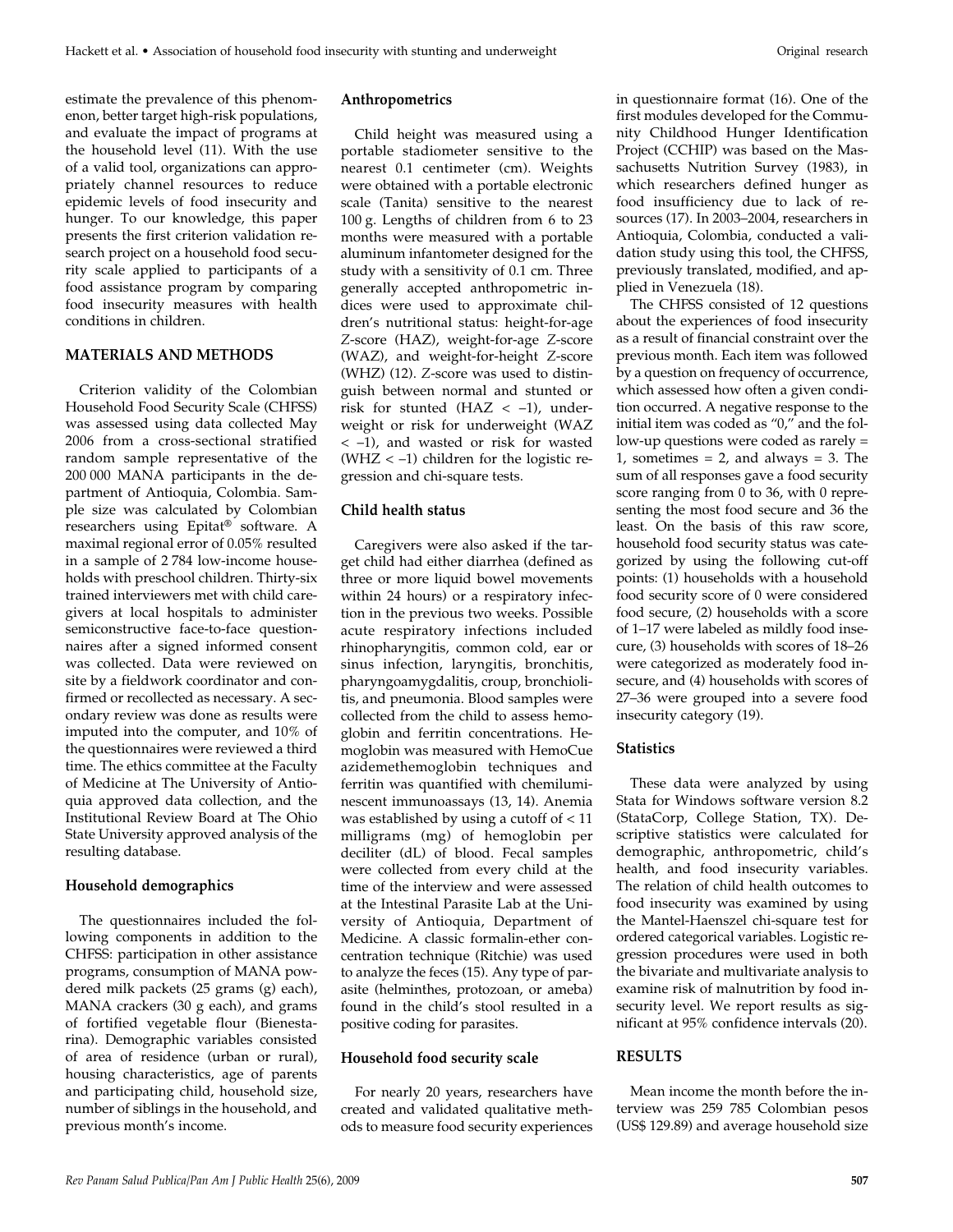estimate the prevalence of this phenomenon, better target high-risk populations, and evaluate the impact of programs at the household level (11). With the use of a valid tool, organizations can appropriately channel resources to reduce epidemic levels of food insecurity and hunger. To our knowledge, this paper presents the first criterion validation research project on a household food security scale applied to participants of a food assistance program by comparing food insecurity measures with health conditions in children.

## MATERIALS AND METHODS

Criterion validity of the Colombian Household Food Security Scale (CHFSS) was assessed using data collected May 2006 from a cross-sectional stratified random sample representative of the 200 000 MANA participants in the department of Antioquia, Colombia. Sample size was calculated by Colombian researchers using Epitat® software. A maximal regional error of 0.05% resulted in a sample of 2 784 low-income households with preschool children. Thirty-six trained interviewers met with child caregivers at local hospitals to administer semiconstructive face-to-face questionnaires after a signed informed consent was collected. Data were reviewed on site by a fieldwork coordinator and confirmed or recollected as necessary. A secondary review was done as results were imputed into the computer, and 10% of the questionnaires were reviewed a third time. The ethics committee at the Faculty of Medicine at The University of Antioquia approved data collection, and the Institutional Review Board at The Ohio State University approved analysis of the resulting database.

### Household demographics

The questionnaires included the following components in addition to the CHFSS: participation in other assistance programs, consumption of MANA powdered milk packets (25 grams (g) each), MANA crackers (30 g each), and grams of fortified vegetable flour (Bienestarina). Demographic variables consisted of area of residence (urban or rural), housing characteristics, age of parents and participating child, household size, number of siblings in the household, and previous month's income.

### Anthropometrics

Child height was measured using a portable stadiometer sensitive to the nearest 0.1 centimeter (cm). Weights were obtained with a portable electronic scale (Tanita) sensitive to the nearest 100 g. Lengths of children from 6 to 23 months were measured with a portable aluminum infantometer designed for the study with a sensitivity of 0.1 cm. Three generally accepted anthropometric indices were used to approximate children's nutritional status: height-for-age Z-score (HAZ), weight-for-age Z-score (WAZ), and weight-for-height Z-score (WHZ) (12). Z-score was used to distinguish between normal and stunted or risk for stunted (HAZ $< -1$), underweight or risk for underweight (WAZ $< -1$), and wasted or risk for wasted (WHZ $< -1$) children for the logistic regression and chi-square tests.

### Child health status

Caregivers were also asked if the target child had either diarrhea (defined as three or more liquid bowel movements within 24 hours) or a respiratory infection in the previous two weeks. Possible acute respiratory infections included rhinopharyngitis, common cold, ear or sinus infection, laryngitis, bronchitis, pharyngoamygdalitis, croup, bronchiolitis, and pneumonia. Blood samples were collected from the child to assess hemoglobin and ferritin concentrations. Hemoglobin was measured with HemoCue azidemethemoglobin techniques and ferritin was quantified with chemiluminescent immunoassays (13, 14). Anemia was established by using a cutoff of < 11 milligrams (mg) of hemoglobin per deciliter (dL) of blood. Fecal samples were collected from every child at the time of the interview and were assessed at the Intestinal Parasite Lab at the University of Antioquia, Department of Medicine. A classic formalin-ether concentration technique (Ritchie) was used to analyze the feces (15). Any type of parasite (helminthes, protozoan, or ameba) found in the child's stool resulted in a positive coding for parasites.

### Household food security scale

For nearly 20 years, researchers have created and validated qualitative methods to measure food security experiences in questionnaire format (16). One of the first modules developed for the Community Childhood Hunger Identification Project (CCHIP) was based on the Massachusetts Nutrition Survey (1983), in which researchers defined hunger as food insufficiency due to lack of resources (17). In 2003–2004, researchers in Antioquia, Colombia, conducted a validation study using this tool, the CHFSS, previously translated, modified, and applied in Venezuela (18).

The CHFSS consisted of 12 questions about the experiences of food insecurity as a result of financial constraint over the previous month. Each item was followed by a question on frequency of occurrence, which assessed how often a given condition occurred. A negative response to the initial item was coded as "0," and the follow-up questions were coded as rarely = 1, sometimes = 2, and always = 3. The sum of all responses gave a food security score ranging from 0 to 36, with 0 representing the most food secure and 36 the least. On the basis of this raw score, household food security status was categorized by using the following cut-off points: (1) households with a household food security score of 0 were considered food secure, (2) households with a score of 1–17 were labeled as mildly food insecure, (3) households with scores of 18–26 were categorized as moderately food insecure, and (4) households with scores of 27–36 were grouped into a severe food insecurity category (19).

### Statistics

These data were analyzed by using Stata for Windows software version 8.2 (StataCorp, College Station, TX). Descriptive statistics were calculated for demographic, anthropometric, child's health, and food insecurity variables. The relation of child health outcomes to food insecurity was examined by using the Mantel-Haenszel chi-square test for ordered categorical variables. Logistic regression procedures were used in both the bivariate and multivariate analysis to examine risk of malnutrition by food insecurity level. We report results as significant at 95% confidence intervals (20).

## RESULTS

Mean income the month before the interview was 259 785 Colombian pesos (US$ 129.89) and average household size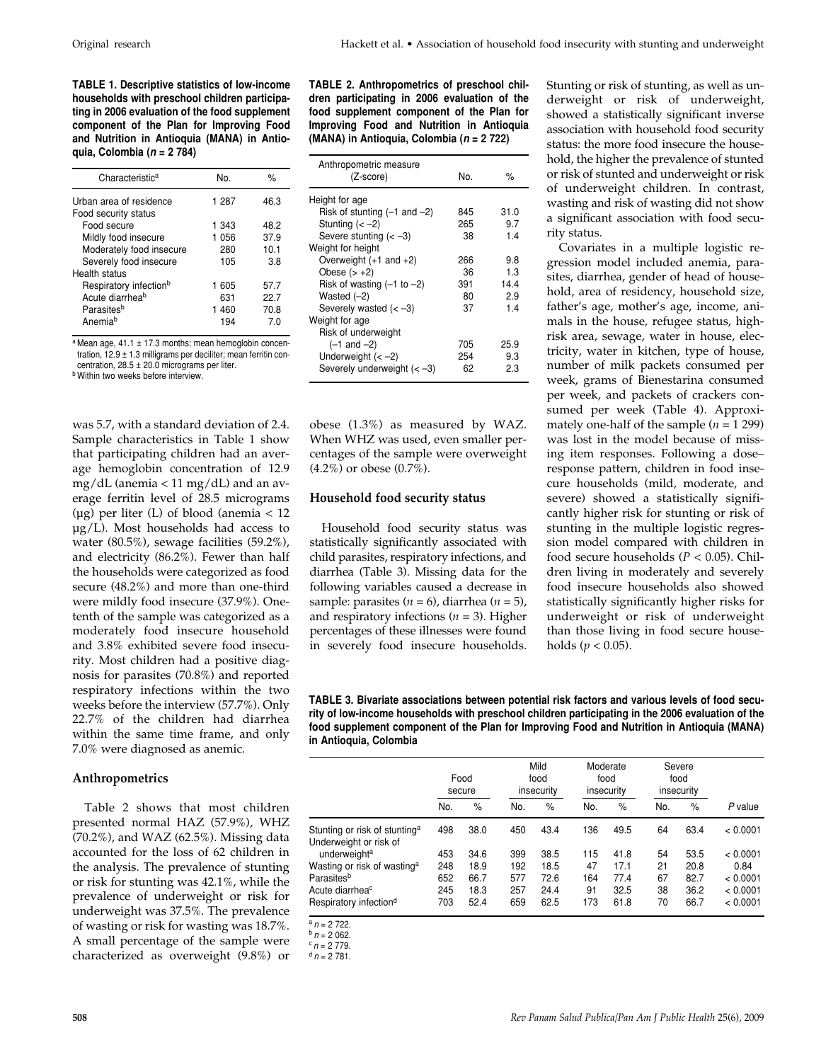**TABLE 1. Descriptive statistics of low-income households with preschool children participating in 2006 evaluation of the food supplement component of the Plan for Improving Food and Nutrition in Antioquia (MANA) in Antioquia, Colombia ($n$ = 2 784)**

| Characteristic[a] | No. | % |
|---|---|---|
| Urban area of residence | 1 287 | 46.3 |
| Food security status | | |
| Food secure | 1 343 | 48.2 |
| Mildly food insecure | 1 056 | 37.9 |
| Moderately food insecure | 280 | 10.1 |
| Severely food insecure | 105 | 3.8 |
| Health status | | |
| Respiratory infection[b] | 1 605 | 57.7 |
| Acute diarrhea[b] | 631 | 22.7 |
| Parasites[b] | 1 460 | 70.8 |
| Anemia[b] | 194 | 7.0 |

[a] Mean age, 41.1 ± 17.3 months; mean hemoglobin concentration, 12.9 ± 1.3 milligrams per deciliter; mean ferritin concentration, 28.5 ± 20.0 micrograms per liter.
[b] Within two weeks before interview.

**TABLE 2. Anthropometrics of preschool children participating in 2006 evaluation of the food supplement component of the Plan for Improving Food and Nutrition in Antioquia (MANA) in Antioquia, Colombia ($n$ = 2 722)**

| Anthropometric measure (Z-score) | No. | % |
|---|---|---|
| Height for age | | |
| Risk of stunting (–1 and –2) | 845 | 31.0 |
| Stunting (< –2) | 265 | 9.7 |
| Severe stunting (< –3) | 38 | 1.4 |
| Weight for height | | |
| Overweight (+1 and +2) | 266 | 9.8 |
| Obese (> +2) | 36 | 1.3 |
| Risk of wasting (–1 to –2) | 391 | 14.4 |
| Wasted (–2) | 80 | 2.9 |
| Severely wasted (< –3) | 37 | 1.4 |
| Weight for age | | |
| Risk of underweight (–1 and –2) | 705 | 25.9 |
| Underweight (< –2) | 254 | 9.3 |
| Severely underweight (< –3) | 62 | 2.3 |

was 5.7, with a standard deviation of 2.4. Sample characteristics in Table 1 show that participating children had an average hemoglobin concentration of 12.9 mg/dL (anemia < 11 mg/dL) and an average ferritin level of 28.5 micrograms (µg) per liter (L) of blood (anemia < 12 µg/L). Most households had access to water (80.5%), sewage facilities (59.2%), and electricity (86.2%). Fewer than half the households were categorized as food secure (48.2%) and more than one-third were mildly food insecure (37.9%). One-tenth of the sample was categorized as a moderately food insecure household and 3.8% exhibited severe food insecurity. Most children had a positive diagnosis for parasites (70.8%) and reported respiratory infections within the two weeks before the interview (57.7%). Only 22.7% of the children had diarrhea within the same time frame, and only 7.0% were diagnosed as anemic.

### Anthropometrics

Table 2 shows that most children presented normal HAZ (57.9%), WHZ (70.2%), and WAZ (62.5%). Missing data accounted for the loss of 62 children in the analysis. The prevalence of stunting or risk for stunting was 42.1%, while the prevalence of underweight or risk for underweight was 37.5%. The prevalence of wasting or risk for wasting was 18.7%. A small percentage of the sample were characterized as overweight (9.8%) or obese (1.3%) as measured by WAZ. When WHZ was used, even smaller percentages of the sample were overweight (4.2%) or obese (0.7%).

### Household food security status

Household food security status was statistically significantly associated with child parasites, respiratory infections, and diarrhea (Table 3). Missing data for the following variables caused a decrease in sample: parasites ($n$ = 6), diarrhea ($n$ = 5), and respiratory infections ($n$ = 3). Higher percentages of these illnesses were found in severely food insecure households. Stunting or risk of stunting, as well as underweight or risk of underweight, showed a statistically significant inverse association with household food security status: the more food insecure the household, the higher the prevalence of stunted or risk of stunted and underweight or risk of underweight children. In contrast, wasting and risk of wasting did not show a significant association with food security status.

Covariates in a multiple logistic regression model included anemia, parasites, diarrhea, gender of head of household, area of residency, household size, father's age, mother's age, income, animals in the house, refugee status, high-risk area, sewage, water in house, electricity, water in kitchen, type of house, number of milk packets consumed per week, grams of Bienestarina consumed per week, and packets of crackers consumed per week (Table 4). Approximately one-half of the sample ($n$ = 1 299) was lost in the model because of missing item responses. Following a dose–response pattern, children in food insecure households (mild, moderate, and severe) showed a statistically significantly higher risk for stunting or risk of stunting in the multiple logistic regression model compared with children in food secure households ($P$ < 0.05). Children living in moderately and severely food insecure households also showed statistically significantly higher risks for underweight or risk of underweight than those living in food secure households ($p$ < 0.05).

**TABLE 3. Bivariate associations between potential risk factors and various levels of food security of low-income households with preschool children participating in the 2006 evaluation of the food supplement component of the Plan for Improving Food and Nutrition in Antioquia (MANA) in Antioquia, Colombia**

| | Food secure | | Mild food insecurity | | Moderate food insecurity | | Severe food insecurity | | |
|---|---|---|---|---|---|---|---|---|---|
| | No. | % | No. | % | No. | % | No. | % | $P$ value |
| Stunting or risk of stunting[a] | 498 | 38.0 | 450 | 43.4 | 136 | 49.5 | 64 | 63.4 | < 0.0001 |
| Underweight or risk of underweight[a] | 453 | 34.6 | 399 | 38.5 | 115 | 41.8 | 54 | 53.5 | < 0.0001 |
| Wasting or risk of wasting[a] | 248 | 18.9 | 192 | 18.5 | 47 | 17.1 | 21 | 20.8 | 0.84 |
| Parasites[b] | 652 | 66.7 | 577 | 72.6 | 164 | 77.4 | 67 | 82.7 | < 0.0001 |
| Acute diarrhea[c] | 245 | 18.3 | 257 | 24.4 | 91 | 32.5 | 38 | 36.2 | < 0.0001 |
| Respiratory infection[d] | 703 | 52.4 | 659 | 62.5 | 173 | 61.8 | 70 | 66.7 | < 0.0001 |

[a] $n$ = 2 722.
[b] $n$ = 2 062.
[c] $n$ = 2 779.
[d] $n$ = 2 781.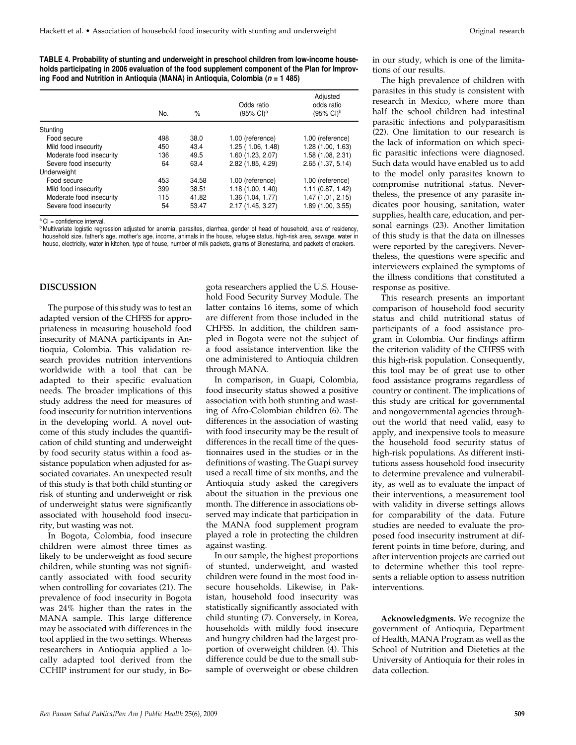**TABLE 4. Probability of stunting and underweight in preschool children from low-income households participating in 2006 evaluation of the food supplement component of the Plan for Improving Food and Nutrition in Antioquia (MANA) in Antioquia, Colombia (*n* = 1 485)**

| | No. | % | Odds ratio (95% CI)[a] | Adjusted odds ratio (95% CI)[b] |
|---|---|---|---|---|
| Stunting | | | | |
| Food secure | 498 | 38.0 | 1.00 (reference) | 1.00 (reference) |
| Mild food insecurity | 450 | 43.4 | 1.25 ( 1.06, 1.48) | 1.28 (1.00, 1.63) |
| Moderate food insecurity | 136 | 49.5 | 1.60 (1.23, 2.07) | 1.58 (1.08, 2.31) |
| Severe food insecurity | 64 | 63.4 | 2.82 (1.85, 4.29) | 2.65 (1.37, 5.14) |
| Underweight | | | | |
| Food secure | 453 | 34.58 | 1.00 (reference) | 1.00 (reference) |
| Mild food insecurity | 399 | 38.51 | 1.18 (1.00, 1.40) | 1.11 (0.87, 1.42) |
| Moderate food insecurity | 115 | 41.82 | 1.36 (1.04, 1.77) | 1.47 (1.01, 2.15) |
| Severe food insecurity | 54 | 53.47 | 2.17 (1.45, 3.27) | 1.89 (1.00, 3.55) |

[a] CI = confidence interval.
[b] Multivariate logistic regression adjusted for anemia, parasites, diarrhea, gender of head of household, area of residency, household size, father's age, mother's age, income, animals in the house, refugee status, high-risk area, sewage, water in house, electricity, water in kitchen, type of house, number of milk packets, grams of Bienestarina, and packets of crackers.

## DISCUSSION

The purpose of this study was to test an adapted version of the CHFSS for appropriateness in measuring household food insecurity of MANA participants in Antioquia, Colombia. This validation research provides nutrition interventions worldwide with a tool that can be adapted to their specific evaluation needs. The broader implications of this study address the need for measures of food insecurity for nutrition interventions in the developing world. A novel outcome of this study includes the quantification of child stunting and underweight by food security status within a food assistance population when adjusted for associated covariates. An unexpected result of this study is that both child stunting or risk of stunting and underweight or risk of underweight status were significantly associated with household food insecurity, but wasting was not.

In Bogota, Colombia, food insecure children were almost three times as likely to be underweight as food secure children, while stunting was not significantly associated with food security when controlling for covariates (21). The prevalence of food insecurity in Bogota was 24% higher than the rates in the MANA sample. This large difference may be associated with differences in the tool applied in the two settings. Whereas researchers in Antioquia applied a locally adapted tool derived from the CCHIP instrument for our study, in Bogota researchers applied the U.S. Household Food Security Survey Module. The latter contains 16 items, some of which are different from those included in the CHFSS. In addition, the children sampled in Bogota were not the subject of a food assistance intervention like the one administered to Antioquia children through MANA.

In comparison, in Guapi, Colombia, food insecurity status showed a positive association with both stunting and wasting of Afro-Colombian children (6). The differences in the association of wasting with food insecurity may be the result of differences in the recall time of the questionnaires used in the studies or in the definitions of wasting. The Guapi survey used a recall time of six months, and the Antioquia study asked the caregivers about the situation in the previous one month. The difference in associations observed may indicate that participation in the MANA food supplement program played a role in protecting the children against wasting.

In our sample, the highest proportions of stunted, underweight, and wasted children were found in the most food insecure households. Likewise, in Pakistan, household food insecurity was statistically significantly associated with child stunting (7). Conversely, in Korea, households with mildly food insecure and hungry children had the largest proportion of overweight children (4). This difference could be due to the small subsample of overweight or obese children in our study, which is one of the limitations of our results.

The high prevalence of children with parasites in this study is consistent with research in Mexico, where more than half the school children had intestinal parasitic infections and polyparasitism (22). One limitation to our research is the lack of information on which specific parasitic infections were diagnosed. Such data would have enabled us to add to the model only parasites known to compromise nutritional status. Nevertheless, the presence of any parasite indicates poor housing, sanitation, water supplies, health care, education, and personal earnings (23). Another limitation of this study is that the data on illnesses were reported by the caregivers. Nevertheless, the questions were specific and interviewers explained the symptoms of the illness conditions that constituted a response as positive.

This research presents an important comparison of household food security status and child nutritional status of participants of a food assistance program in Colombia. Our findings affirm the criterion validity of the CHFSS with this high-risk population. Consequently, this tool may be of great use to other food assistance programs regardless of country or continent. The implications of this study are critical for governmental and nongovernmental agencies throughout the world that need valid, easy to apply, and inexpensive tools to measure the household food security status of high-risk populations. As different institutions assess household food insecurity to determine prevalence and vulnerability, as well as to evaluate the impact of their interventions, a measurement tool with validity in diverse settings allows for comparability of the data. Future studies are needed to evaluate the proposed food insecurity instrument at different points in time before, during, and after intervention projects are carried out to determine whether this tool represents a reliable option to assess nutrition interventions.

**Acknowledgments.** We recognize the government of Antioquia, Department of Health, MANA Program as well as the School of Nutrition and Dietetics at the University of Antioquia for their roles in data collection.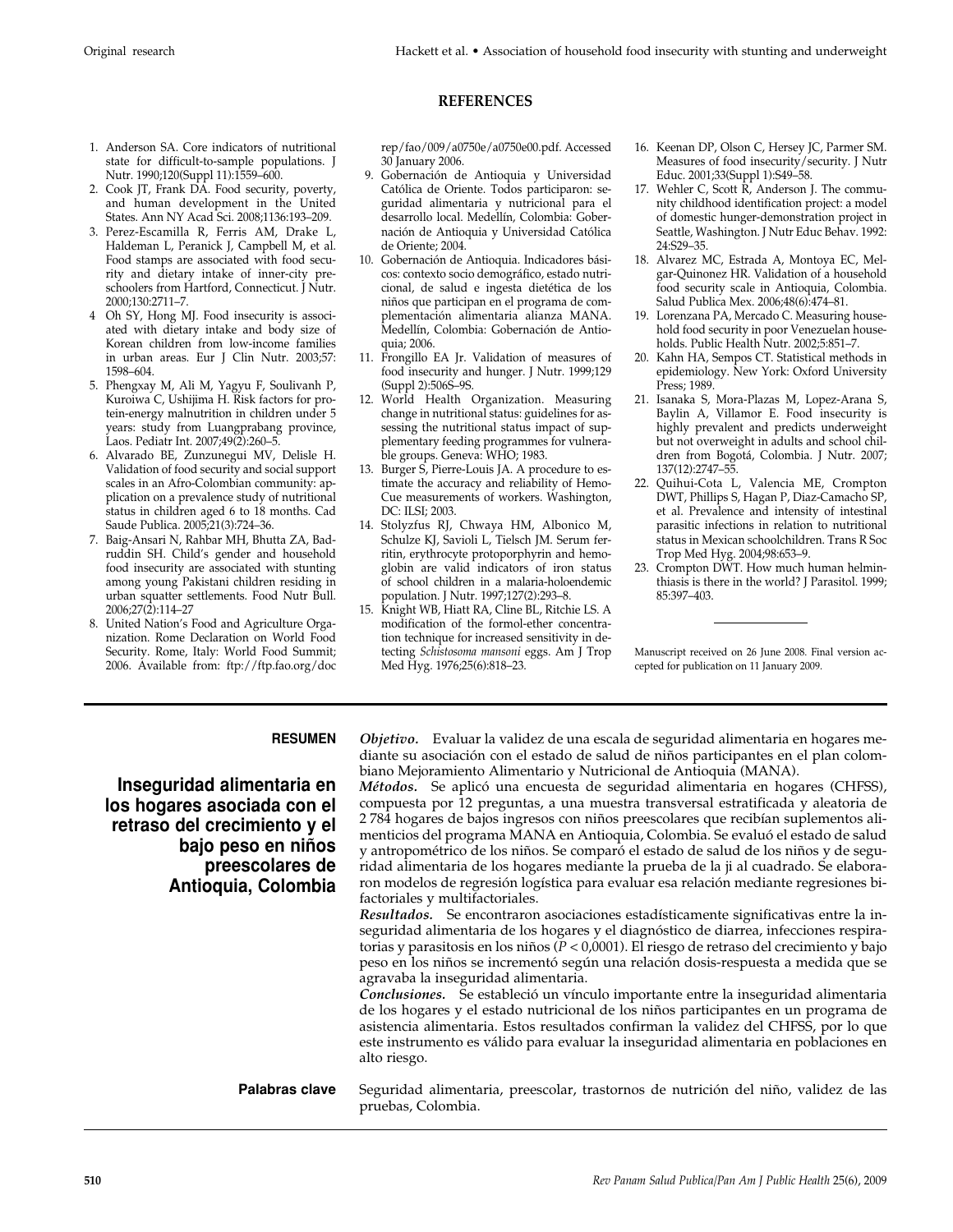## REFERENCES

1. Anderson SA. Core indicators of nutritional state for difficult-to-sample populations. J Nutr. 1990;120(Suppl 11):1559–600.
2. Cook JT, Frank DA. Food security, poverty, and human development in the United States. Ann NY Acad Sci. 2008;1136:193–209.
3. Perez-Escamilla R, Ferris AM, Drake L, Haldeman L, Peranick J, Campbell M, et al. Food stamps are associated with food security and dietary intake of inner-city preschoolers from Hartford, Connecticut. J Nutr. 2000;130:2711–7.
4. Oh SY, Hong MJ. Food insecurity is associated with dietary intake and body size of Korean children from low-income families in urban areas. Eur J Clin Nutr. 2003;57: 1598–604.
5. Phengxay M, Ali M, Yagyu F, Soulivanh P, Kuroiwa C, Ushijima H. Risk factors for protein-energy malnutrition in children under 5 years: study from Luangprabang province, Laos. Pediatr Int. 2007;49(2):260–5.
6. Alvarado BE, Zunzunegui MV, Delisle H. Validation of food security and social support scales in an Afro-Colombian community: application on a prevalence study of nutritional status in children aged 6 to 18 months. Cad Saude Publica. 2005;21(3):724–36.
7. Baig-Ansari N, Rahbar MH, Bhutta ZA, Badruddin SH. Child's gender and household food insecurity are associated with stunting among young Pakistani children residing in urban squatter settlements. Food Nutr Bull. 2006;27(2):114–27
8. United Nation's Food and Agriculture Organization. Rome Declaration on World Food Security. Rome, Italy: World Food Summit; 2006. Available from: ftp://ftp.fao.org/docrep/fao/009/a0750e/a0750e00.pdf. Accessed 30 January 2006.
9. Gobernación de Antioquia y Universidad Católica de Oriente. Todos participaron: seguridad alimentaria y nutricional para el desarrollo local. Medellín, Colombia: Gobernación de Antioquia y Universidad Católica de Oriente; 2004.
10. Gobernación de Antioquia. Indicadores básicos: contexto socio demográfico, estado nutricional, de salud e ingesta dietética de los niños que participan en el programa de complementación alimentaria alianza MANA. Medellín, Colombia: Gobernación de Antioquia; 2006.
11. Frongillo EA Jr. Validation of measures of food insecurity and hunger. J Nutr. 1999;129 (Suppl 2):506S–9S.
12. World Health Organization. Measuring change in nutritional status: guidelines for assessing the nutritional status impact of supplementary feeding programmes for vulnerable groups. Geneva: WHO; 1983.
13. Burger S, Pierre-Louis JA. A procedure to estimate the accuracy and reliability of HemoCue measurements of workers. Washington, DC: ILSI; 2003.
14. Stolyzfus RJ, Chwaya HM, Albonico M, Schulze KJ, Savioli L, Tielsch JM. Serum ferritin, erythrocyte protoporphyrin and hemoglobin are valid indicators of iron status of school children in a malaria-holoendemic population. J Nutr. 1997;127(2):293–8.
15. Knight WB, Hiatt RA, Cline BL, Ritchie LS. A modification of the formol-ether concentration technique for increased sensitivity in detecting *Schistosoma mansoni* eggs. Am J Trop Med Hyg. 1976;25(6):818–23.
16. Keenan DP, Olson C, Hersey JC, Parmer SM. Measures of food insecurity/security. J Nutr Educ. 2001;33(Suppl 1):S49–58.
17. Wehler C, Scott R, Anderson J. The community childhood identification project: a model of domestic hunger-demonstration project in Seattle, Washington. J Nutr Educ Behav. 1992: 24:S29–35.
18. Alvarez MC, Estrada A, Montoya EC, Melgar-Quinonez HR. Validation of a household food security scale in Antioquia, Colombia. Salud Publica Mex. 2006;48(6):474–81.
19. Lorenzana PA, Mercado C. Measuring household food security in poor Venezuelan households. Public Health Nutr. 2002;5:851–7.
20. Kahn HA, Sempos CT. Statistical methods in epidemiology. New York: Oxford University Press; 1989.
21. Isanaka S, Mora-Plazas M, Lopez-Arana S, Baylin A, Villamor E. Food insecurity is highly prevalent and predicts underweight but not overweight in adults and school children from Bogotá, Colombia. J Nutr. 2007; 137(12):2747–55.
22. Quihui-Cota L, Valencia ME, Crompton DWT, Phillips S, Hagan P, Diaz-Camacho SP, et al. Prevalence and intensity of intestinal parasitic infections in relation to nutritional status in Mexican schoolchildren. Trans R Soc Trop Med Hyg. 2004;98:653–9.
23. Crompton DWT. How much human helminthiasis is there in the world? J Parasitol. 1999; 85:397–403.

Manuscript received on 26 June 2008. Final version accepted for publication on 11 January 2009.

---

**RESUMEN**

## Inseguridad alimentaria en los hogares asociada con el retraso del crecimiento y el bajo peso en niños preescolares de Antioquia, Colombia

***Objetivo.*** Evaluar la validez de una escala de seguridad alimentaria en hogares mediante su asociación con el estado de salud de niños participantes en el plan colombiano Mejoramiento Alimentario y Nutricional de Antioquia (MANA).

***Métodos.*** Se aplicó una encuesta de seguridad alimentaria en hogares (CHFSS), compuesta por 12 preguntas, a una muestra transversal estratificada y aleatoria de 2 784 hogares de bajos ingresos con niños preescolares que recibían suplementos alimenticios del programa MANA en Antioquia, Colombia. Se evaluó el estado de salud y antropométrico de los niños. Se comparó el estado de salud de los niños y de seguridad alimentaria de los hogares mediante la prueba de la ji al cuadrado. Se elaboraron modelos de regresión logística para evaluar esa relación mediante regresiones bifactoriales y multifactoriales.

***Resultados.*** Se encontraron asociaciones estadísticamente significativas entre la inseguridad alimentaria de los hogares y el diagnóstico de diarrea, infecciones respiratorias y parasitosis en los niños ($P < 0{,}0001$). El riesgo de retraso del crecimiento y bajo peso en los niños se incrementó según una relación dosis-respuesta a medida que se agravaba la inseguridad alimentaria.

***Conclusiones.*** Se estableció un vínculo importante entre la inseguridad alimentaria de los hogares y el estado nutricional de los niños participantes en un programa de asistencia alimentaria. Estos resultados confirman la validez del CHFSS, por lo que este instrumento es válido para evaluar la inseguridad alimentaria en poblaciones en alto riesgo.

**Palabras clave** Seguridad alimentaria, preescolar, trastornos de nutrición del niño, validez de las pruebas, Colombia.